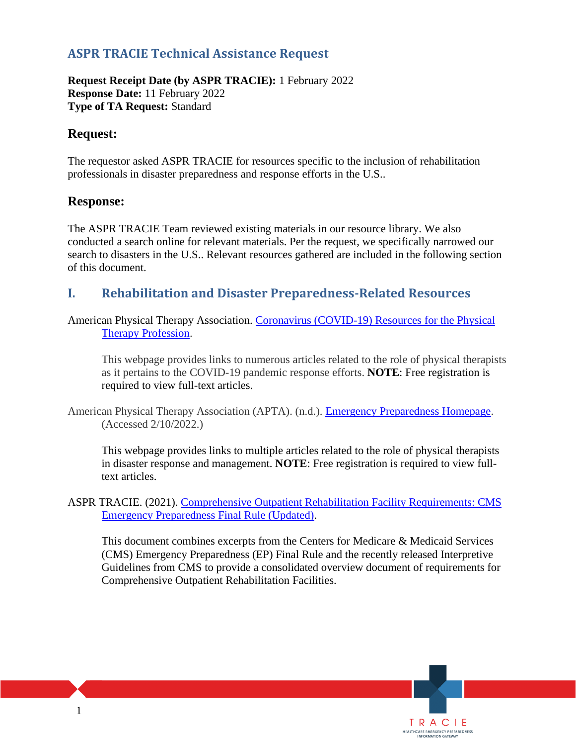# ASPR TRACIE Technical Assistance Request

**Request Receipt Date (by ASPR TRACIE):** 1 February 2022
**Response Date:** 11 February 2022
**Type of TA Request:** Standard

## Request:

The requestor asked ASPR TRACIE for resources specific to the inclusion of rehabilitation professionals in disaster preparedness and response efforts in the U.S..

## Response:

The ASPR TRACIE Team reviewed existing materials in our resource library. We also conducted a search online for relevant materials. Per the request, we specifically narrowed our search to disasters in the U.S.. Relevant resources gathered are included in the following section of this document.

## I. Rehabilitation and Disaster Preparedness-Related Resources

American Physical Therapy Association. Coronavirus (COVID-19) Resources for the Physical Therapy Profession.

> This webpage provides links to numerous articles related to the role of physical therapists as it pertains to the COVID-19 pandemic response efforts. **NOTE**: Free registration is required to view full-text articles.

American Physical Therapy Association (APTA). (n.d.). Emergency Preparedness Homepage. (Accessed 2/10/2022.)

> This webpage provides links to multiple articles related to the role of physical therapists in disaster response and management. **NOTE**: Free registration is required to view full-text articles.

ASPR TRACIE. (2021). Comprehensive Outpatient Rehabilitation Facility Requirements: CMS Emergency Preparedness Final Rule (Updated).

> This document combines excerpts from the Centers for Medicare & Medicaid Services (CMS) Emergency Preparedness (EP) Final Rule and the recently released Interpretive Guidelines from CMS to provide a consolidated overview document of requirements for Comprehensive Outpatient Rehabilitation Facilities.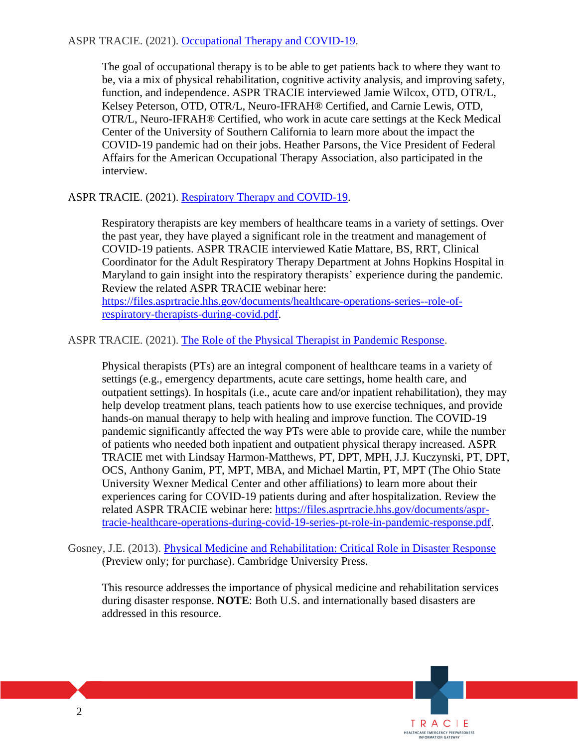ASPR TRACIE. (2021). [Occupational Therapy and COVID-19](#).

> The goal of occupational therapy is to be able to get patients back to where they want to be, via a mix of physical rehabilitation, cognitive activity analysis, and improving safety, function, and independence. ASPR TRACIE interviewed Jamie Wilcox, OTD, OTR/L, Kelsey Peterson, OTD, OTR/L, Neuro-IFRAH® Certified, and Carnie Lewis, OTD, OTR/L, Neuro-IFRAH® Certified, who work in acute care settings at the Keck Medical Center of the University of Southern California to learn more about the impact the COVID-19 pandemic had on their jobs. Heather Parsons, the Vice President of Federal Affairs for the American Occupational Therapy Association, also participated in the interview.

ASPR TRACIE. (2021). [Respiratory Therapy and COVID-19](#).

> Respiratory therapists are key members of healthcare teams in a variety of settings. Over the past year, they have played a significant role in the treatment and management of COVID-19 patients. ASPR TRACIE interviewed Katie Mattare, BS, RRT, Clinical Coordinator for the Adult Respiratory Therapy Department at Johns Hopkins Hospital in Maryland to gain insight into the respiratory therapists' experience during the pandemic. Review the related ASPR TRACIE webinar here: https://files.asprtracie.hhs.gov/documents/healthcare-operations-series--role-of-respiratory-therapists-during-covid.pdf.

ASPR TRACIE. (2021). [The Role of the Physical Therapist in Pandemic Response](#).

> Physical therapists (PTs) are an integral component of healthcare teams in a variety of settings (e.g., emergency departments, acute care settings, home health care, and outpatient settings). In hospitals (i.e., acute care and/or inpatient rehabilitation), they may help develop treatment plans, teach patients how to use exercise techniques, and provide hands-on manual therapy to help with healing and improve function. The COVID-19 pandemic significantly affected the way PTs were able to provide care, while the number of patients who needed both inpatient and outpatient physical therapy increased. ASPR TRACIE met with Lindsay Harmon-Matthews, PT, DPT, MPH, J.J. Kuczynski, PT, DPT, OCS, Anthony Ganim, PT, MPT, MBA, and Michael Martin, PT, MPT (The Ohio State University Wexner Medical Center and other affiliations) to learn more about their experiences caring for COVID-19 patients during and after hospitalization. Review the related ASPR TRACIE webinar here: https://files.asprtracie.hhs.gov/documents/aspr-tracie-healthcare-operations-during-covid-19-series-pt-role-in-pandemic-response.pdf.

Gosney, J.E. (2013). [Physical Medicine and Rehabilitation: Critical Role in Disaster Response](#) (Preview only; for purchase). Cambridge University Press.

> This resource addresses the importance of physical medicine and rehabilitation services during disaster response. **NOTE**: Both U.S. and internationally based disasters are addressed in this resource.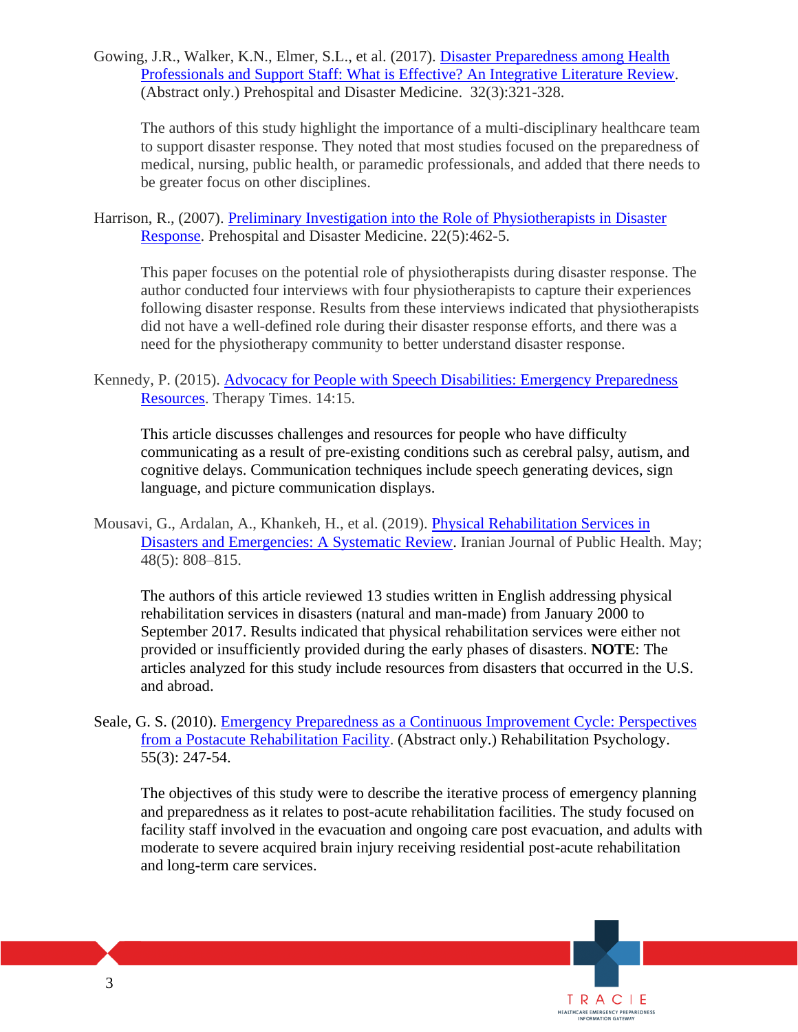Gowing, J.R., Walker, K.N., Elmer, S.L., et al. (2017). Disaster Preparedness among Health Professionals and Support Staff: What is Effective? An Integrative Literature Review. (Abstract only.) Prehospital and Disaster Medicine. 32(3):321-328.

The authors of this study highlight the importance of a multi-disciplinary healthcare team to support disaster response. They noted that most studies focused on the preparedness of medical, nursing, public health, or paramedic professionals, and added that there needs to be greater focus on other disciplines.

Harrison, R., (2007). Preliminary Investigation into the Role of Physiotherapists in Disaster Response. Prehospital and Disaster Medicine. 22(5):462-5.

This paper focuses on the potential role of physiotherapists during disaster response. The author conducted four interviews with four physiotherapists to capture their experiences following disaster response. Results from these interviews indicated that physiotherapists did not have a well-defined role during their disaster response efforts, and there was a need for the physiotherapy community to better understand disaster response.

Kennedy, P. (2015). Advocacy for People with Speech Disabilities: Emergency Preparedness Resources. Therapy Times. 14:15.

This article discusses challenges and resources for people who have difficulty communicating as a result of pre-existing conditions such as cerebral palsy, autism, and cognitive delays. Communication techniques include speech generating devices, sign language, and picture communication displays.

Mousavi, G., Ardalan, A., Khankeh, H., et al. (2019). Physical Rehabilitation Services in Disasters and Emergencies: A Systematic Review. Iranian Journal of Public Health. May; 48(5): 808–815.

The authors of this article reviewed 13 studies written in English addressing physical rehabilitation services in disasters (natural and man-made) from January 2000 to September 2017. Results indicated that physical rehabilitation services were either not provided or insufficiently provided during the early phases of disasters. **NOTE**: The articles analyzed for this study include resources from disasters that occurred in the U.S. and abroad.

Seale, G. S. (2010). Emergency Preparedness as a Continuous Improvement Cycle: Perspectives from a Postacute Rehabilitation Facility. (Abstract only.) Rehabilitation Psychology. 55(3): 247-54.

The objectives of this study were to describe the iterative process of emergency planning and preparedness as it relates to post-acute rehabilitation facilities. The study focused on facility staff involved in the evacuation and ongoing care post evacuation, and adults with moderate to severe acquired brain injury receiving residential post-acute rehabilitation and long-term care services.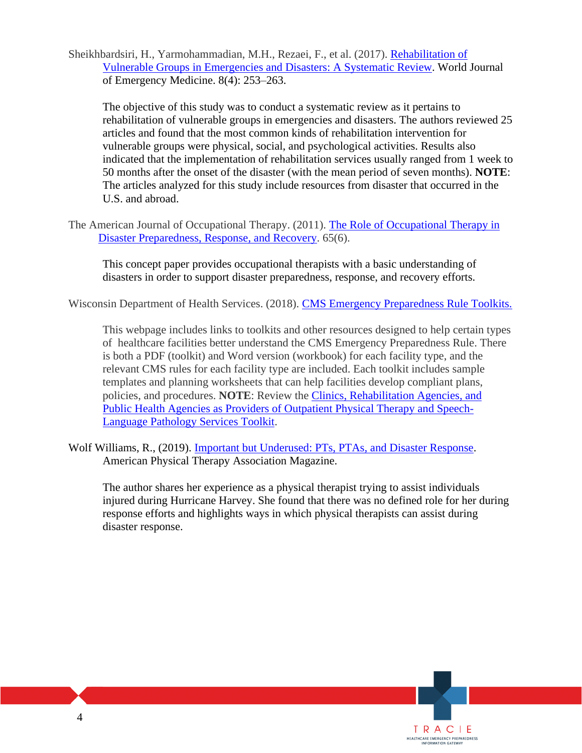Sheikhbardsiri, H., Yarmohammadian, M.H., Rezaei, F., et al. (2017). Rehabilitation of Vulnerable Groups in Emergencies and Disasters: A Systematic Review. World Journal of Emergency Medicine. 8(4): 253–263.

The objective of this study was to conduct a systematic review as it pertains to rehabilitation of vulnerable groups in emergencies and disasters. The authors reviewed 25 articles and found that the most common kinds of rehabilitation intervention for vulnerable groups were physical, social, and psychological activities. Results also indicated that the implementation of rehabilitation services usually ranged from 1 week to 50 months after the onset of the disaster (with the mean period of seven months). **NOTE**: The articles analyzed for this study include resources from disaster that occurred in the U.S. and abroad.

The American Journal of Occupational Therapy. (2011). The Role of Occupational Therapy in Disaster Preparedness, Response, and Recovery. 65(6).

This concept paper provides occupational therapists with a basic understanding of disasters in order to support disaster preparedness, response, and recovery efforts.

Wisconsin Department of Health Services. (2018). CMS Emergency Preparedness Rule Toolkits.

This webpage includes links to toolkits and other resources designed to help certain types of healthcare facilities better understand the CMS Emergency Preparedness Rule. There is both a PDF (toolkit) and Word version (workbook) for each facility type, and the relevant CMS rules for each facility type are included. Each toolkit includes sample templates and planning worksheets that can help facilities develop compliant plans, policies, and procedures. **NOTE**: Review the Clinics, Rehabilitation Agencies, and Public Health Agencies as Providers of Outpatient Physical Therapy and Speech-Language Pathology Services Toolkit.

Wolf Williams, R., (2019). Important but Underused: PTs, PTAs, and Disaster Response. American Physical Therapy Association Magazine.

The author shares her experience as a physical therapist trying to assist individuals injured during Hurricane Harvey. She found that there was no defined role for her during response efforts and highlights ways in which physical therapists can assist during disaster response.